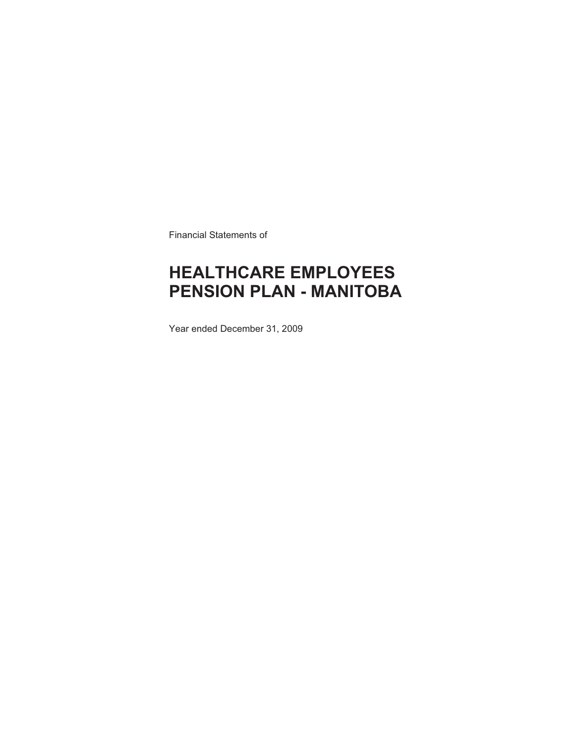Financial Statements of

# HEALTHCARE EMPLOYEES PENSION PLAN - MANITOBA

Year ended December 31, 2009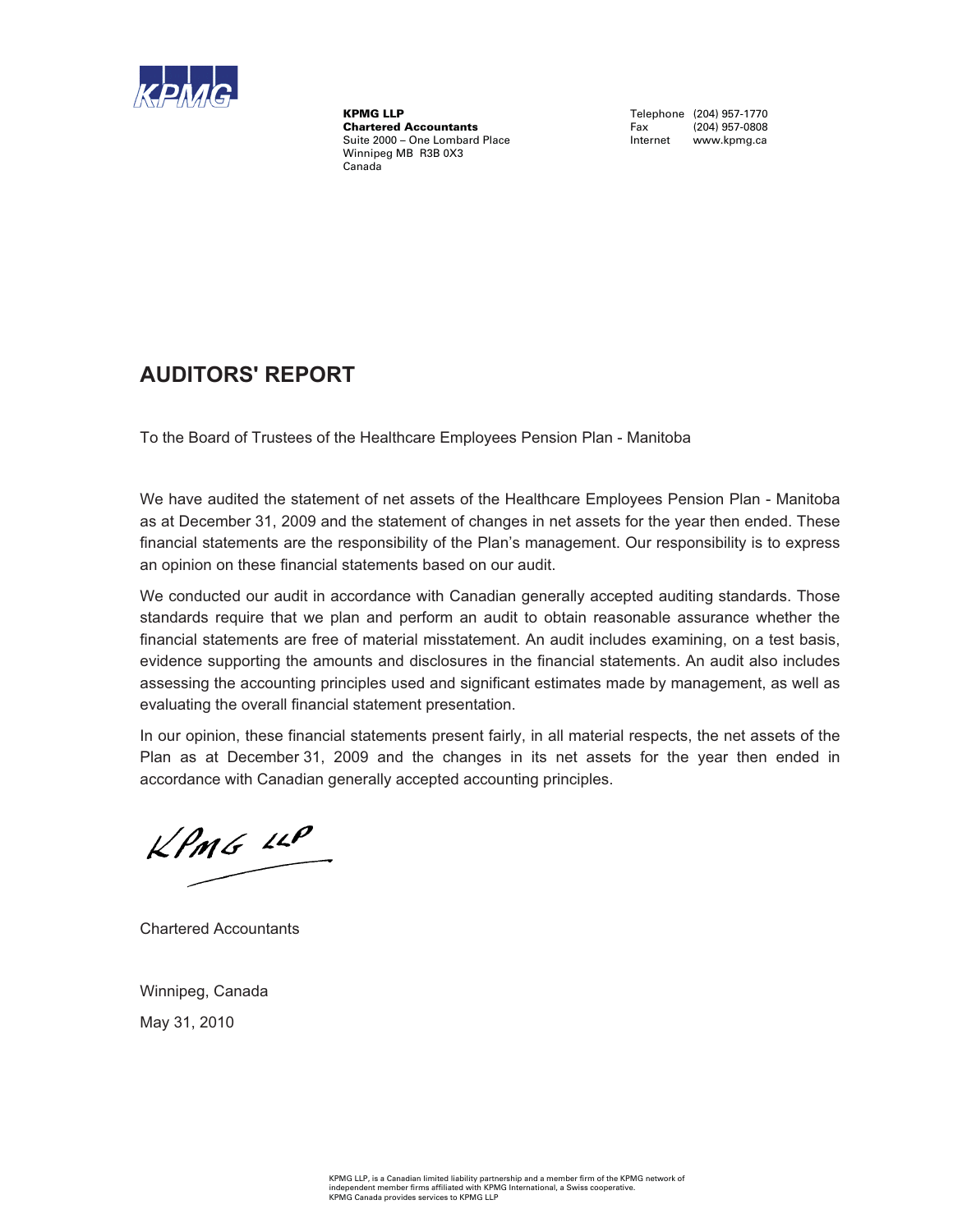**KPMG LLP**
**Chartered Accountants**
Suite 2000 – One Lombard Place
Winnipeg MB R3B 0X3
Canada

Telephone (204) 957-1770
Fax (204) 957-0808
Internet www.kpmg.ca

# AUDITORS' REPORT

To the Board of Trustees of the Healthcare Employees Pension Plan - Manitoba

We have audited the statement of net assets of the Healthcare Employees Pension Plan - Manitoba as at December 31, 2009 and the statement of changes in net assets for the year then ended. These financial statements are the responsibility of the Plan's management. Our responsibility is to express an opinion on these financial statements based on our audit.

We conducted our audit in accordance with Canadian generally accepted auditing standards. Those standards require that we plan and perform an audit to obtain reasonable assurance whether the financial statements are free of material misstatement. An audit includes examining, on a test basis, evidence supporting the amounts and disclosures in the financial statements. An audit also includes assessing the accounting principles used and significant estimates made by management, as well as evaluating the overall financial statement presentation.

In our opinion, these financial statements present fairly, in all material respects, the net assets of the Plan as at December 31, 2009 and the changes in its net assets for the year then ended in accordance with Canadian generally accepted accounting principles.

KPMG LLP

Chartered Accountants

Winnipeg, Canada

May 31, 2010

KPMG LLP, is a Canadian limited liability partnership and a member firm of the KPMG network of independent member firms affiliated with KPMG International, a Swiss cooperative.
KPMG Canada provides services to KPMG LLP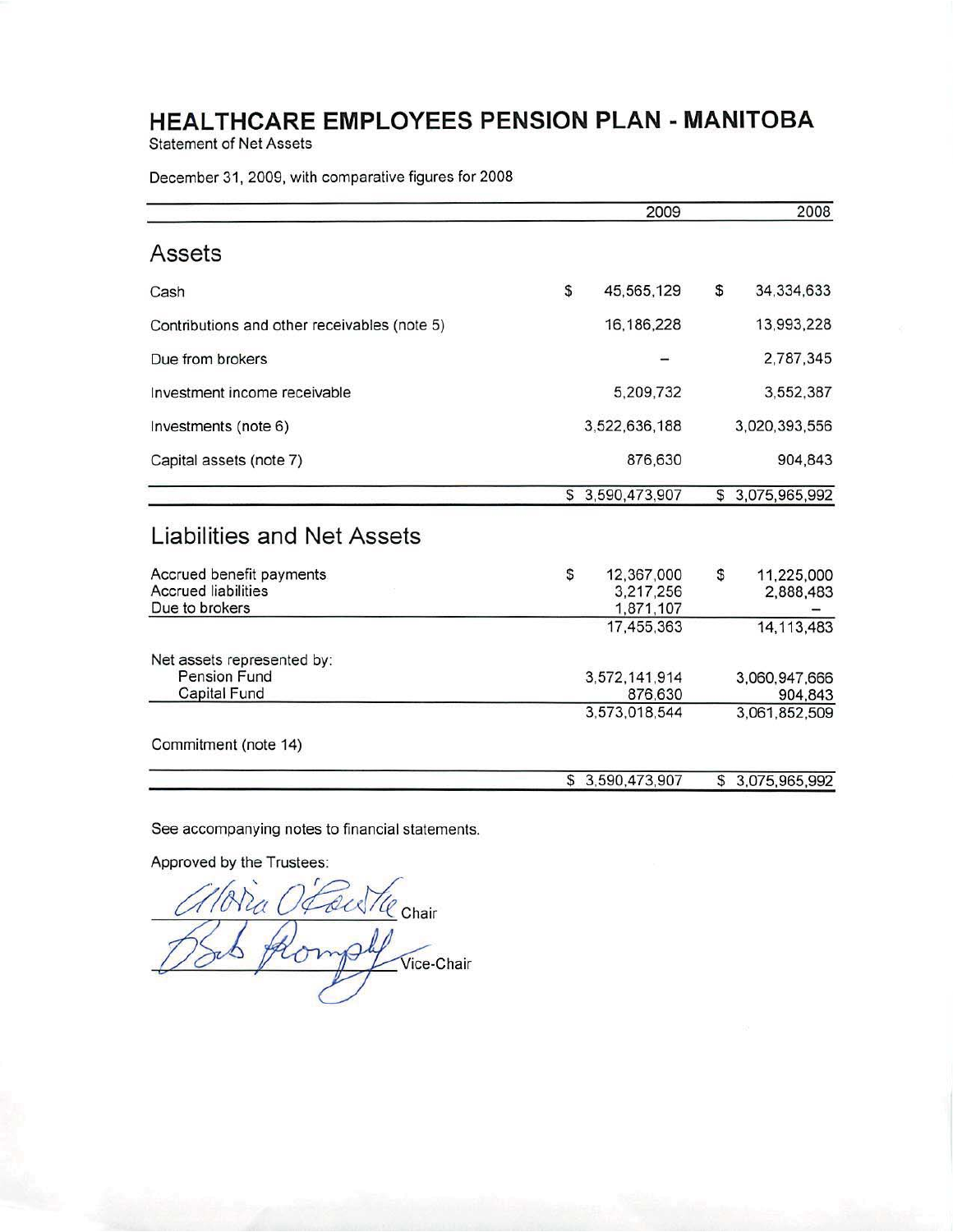# HEALTHCARE EMPLOYEES PENSION PLAN - MANITOBA

Statement of Net Assets

December 31, 2009, with comparative figures for 2008

| | 2009 | 2008 |
|---|---|---|
| **Assets** | | |
| Cash | $ 45,565,129 | $ 34,334,633 |
| Contributions and other receivables (note 5) | 16,186,228 | 13,993,228 |
| Due from brokers | – | 2,787,345 |
| Investment income receivable | 5,209,732 | 3,552,387 |
| Investments (note 6) | 3,522,636,188 | 3,020,393,556 |
| Capital assets (note 7) | 876,630 | 904,843 |
| | $ 3,590,473,907 | $ 3,075,965,992 |
| **Liabilities and Net Assets** | | |
| Accrued benefit payments | $ 12,367,000 | $ 11,225,000 |
| Accrued liabilities | 3,217,256 | 2,888,483 |
| Due to brokers | 1,871,107 | – |
| | 17,455,363 | 14,113,483 |
| Net assets represented by: | | |
| Pension Fund | 3,572,141,914 | 3,060,947,666 |
| Capital Fund | 876,630 | 904,843 |
| | 3,573,018,544 | 3,061,852,509 |
| Commitment (note 14) | | |
| | $ 3,590,473,907 | $ 3,075,965,992 |

See accompanying notes to financial statements.

Approved by the Trustees:

_________________________ Chair

_________________________ Vice-Chair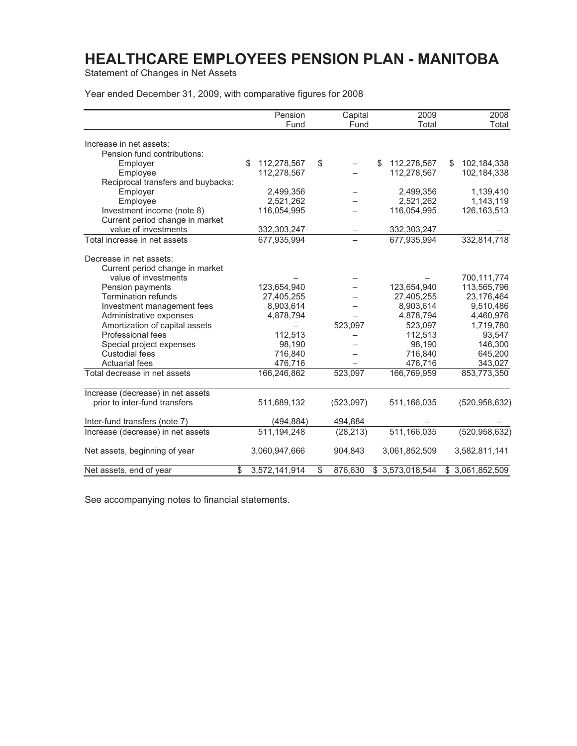# HEALTHCARE EMPLOYEES PENSION PLAN - MANITOBA

Statement of Changes in Net Assets

Year ended December 31, 2009, with comparative figures for 2008

| | Pension Fund | Capital Fund | 2009 Total | 2008 Total |
|---|---|---|---|---|
| Increase in net assets: | | | | |
| Pension fund contributions: | | | | |
| Employer | $ 112,278,567 | $ – | $ 112,278,567 | $ 102,184,338 |
| Employee | 112,278,567 | – | 112,278,567 | 102,184,338 |
| Reciprocal transfers and buybacks: | | | | |
| Employer | 2,499,356 | – | 2,499,356 | 1,139,410 |
| Employee | 2,521,262 | – | 2,521,262 | 1,143,119 |
| Investment income (note 8) | 116,054,995 | – | 116,054,995 | 126,163,513 |
| Current period change in market value of investments | 332,303,247 | – | 332,303,247 | – |
| Total increase in net assets | 677,935,994 | – | 677,935,994 | 332,814,718 |
| Decrease in net assets: | | | | |
| Current period change in market value of investments | – | – | – | 700,111,774 |
| Pension payments | 123,654,940 | – | 123,654,940 | 113,565,796 |
| Termination refunds | 27,405,255 | – | 27,405,255 | 23,176,464 |
| Investment management fees | 8,903,614 | – | 8,903,614 | 9,510,486 |
| Administrative expenses | 4,878,794 | – | 4,878,794 | 4,460,976 |
| Amortization of capital assets | – | 523,097 | 523,097 | 1,719,780 |
| Professional fees | 112,513 | – | 112,513 | 93,547 |
| Special project expenses | 98,190 | – | 98,190 | 146,300 |
| Custodial fees | 716,840 | – | 716,840 | 645,200 |
| Actuarial fees | 476,716 | – | 476,716 | 343,027 |
| Total decrease in net assets | 166,246,862 | 523,097 | 166,769,959 | 853,773,350 |
| Increase (decrease) in net assets prior to inter-fund transfers | 511,689,132 | (523,097) | 511,166,035 | (520,958,632) |
| Inter-fund transfers (note 7) | (494,884) | 494,884 | – | – |
| Increase (decrease) in net assets | 511,194,248 | (28,213) | 511,166,035 | (520,958,632) |
| Net assets, beginning of year | 3,060,947,666 | 904,843 | 3,061,852,509 | 3,582,811,141 |
| Net assets, end of year | $ 3,572,141,914 | $ 876,630 | $ 3,573,018,544 | $ 3,061,852,509 |

See accompanying notes to financial statements.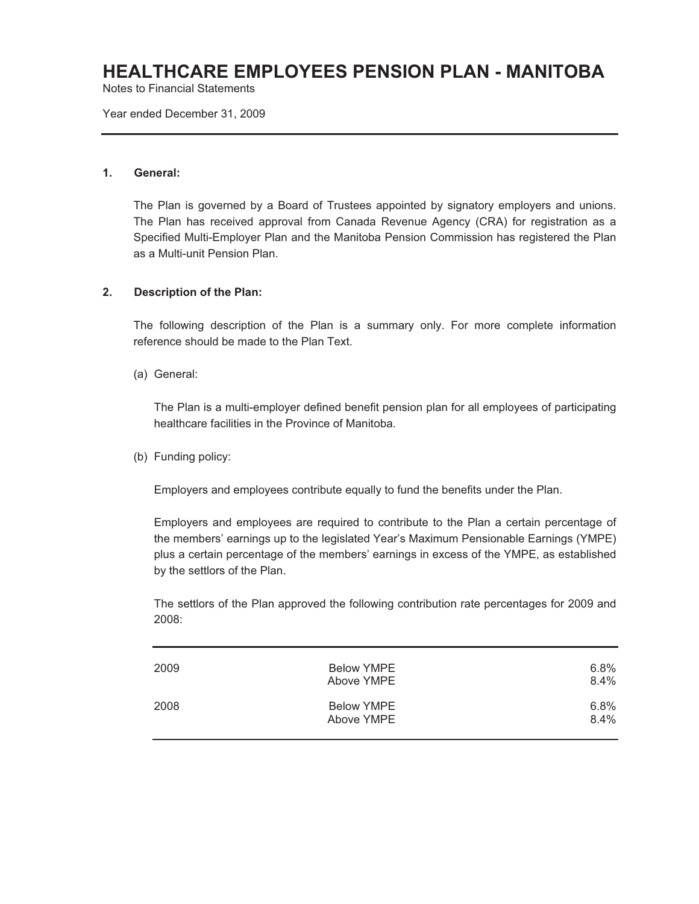# HEALTHCARE EMPLOYEES PENSION PLAN - MANITOBA

Notes to Financial Statements

Year ended December 31, 2009

**1. General:**

The Plan is governed by a Board of Trustees appointed by signatory employers and unions. The Plan has received approval from Canada Revenue Agency (CRA) for registration as a Specified Multi-Employer Plan and the Manitoba Pension Commission has registered the Plan as a Multi-unit Pension Plan.

**2. Description of the Plan:**

The following description of the Plan is a summary only. For more complete information reference should be made to the Plan Text.

(a) General:

The Plan is a multi-employer defined benefit pension plan for all employees of participating healthcare facilities in the Province of Manitoba.

(b) Funding policy:

Employers and employees contribute equally to fund the benefits under the Plan.

Employers and employees are required to contribute to the Plan a certain percentage of the members' earnings up to the legislated Year's Maximum Pensionable Earnings (YMPE) plus a certain percentage of the members' earnings in excess of the YMPE, as established by the settlors of the Plan.

The settlors of the Plan approved the following contribution rate percentages for 2009 and 2008:

| | | |
|---|---|---|
| 2009 | Below YMPE | 6.8% |
| | Above YMPE | 8.4% |
| 2008 | Below YMPE | 6.8% |
| | Above YMPE | 8.4% |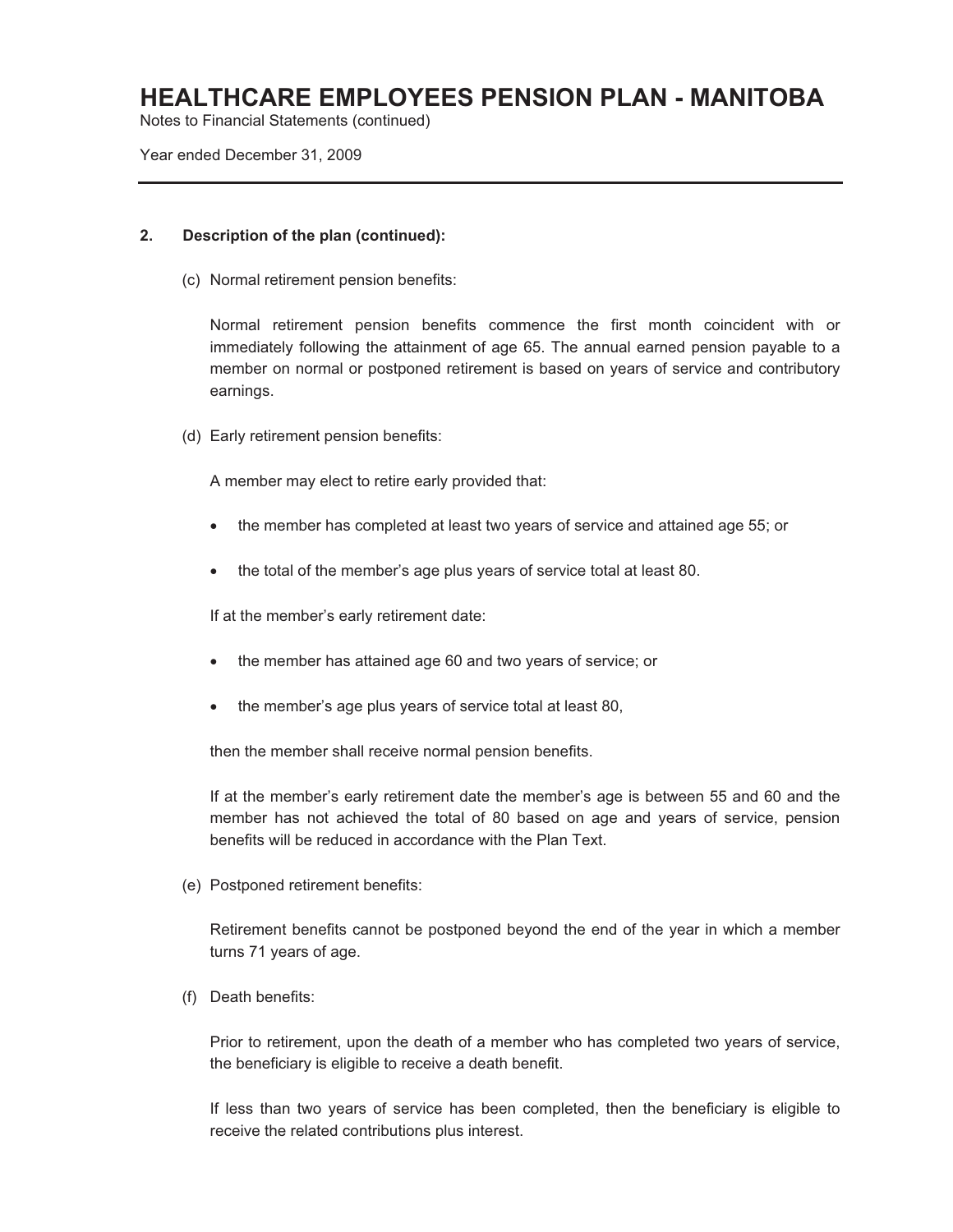## 2. Description of the plan (continued):

(c) Normal retirement pension benefits:

Normal retirement pension benefits commence the first month coincident with or immediately following the attainment of age 65. The annual earned pension payable to a member on normal or postponed retirement is based on years of service and contributory earnings.

(d) Early retirement pension benefits:

A member may elect to retire early provided that:

- the member has completed at least two years of service and attained age 55; or
- the total of the member's age plus years of service total at least 80.

If at the member's early retirement date:

- the member has attained age 60 and two years of service; or
- the member's age plus years of service total at least 80,

then the member shall receive normal pension benefits.

If at the member's early retirement date the member's age is between 55 and 60 and the member has not achieved the total of 80 based on age and years of service, pension benefits will be reduced in accordance with the Plan Text.

(e) Postponed retirement benefits:

Retirement benefits cannot be postponed beyond the end of the year in which a member turns 71 years of age.

(f) Death benefits:

Prior to retirement, upon the death of a member who has completed two years of service, the beneficiary is eligible to receive a death benefit.

If less than two years of service has been completed, then the beneficiary is eligible to receive the related contributions plus interest.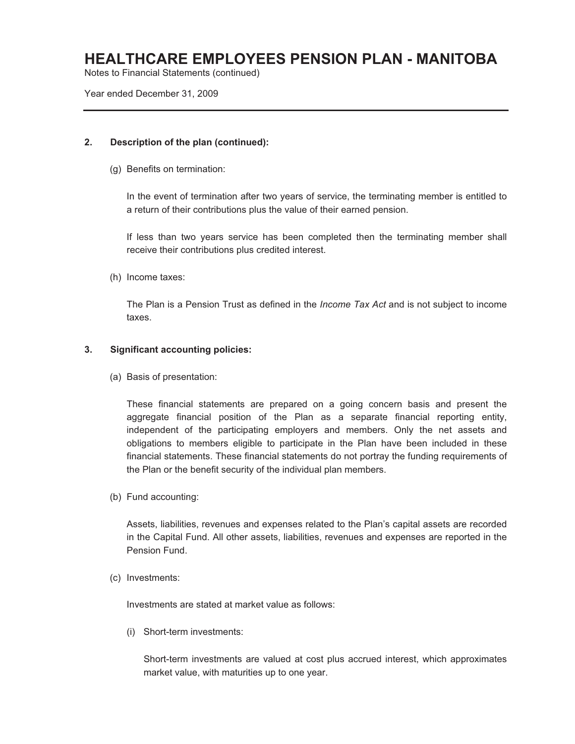## 2. Description of the plan (continued):

(g) Benefits on termination:

In the event of termination after two years of service, the terminating member is entitled to a return of their contributions plus the value of their earned pension.

If less than two years service has been completed then the terminating member shall receive their contributions plus credited interest.

(h) Income taxes:

The Plan is a Pension Trust as defined in the *Income Tax Act* and is not subject to income taxes.

## 3. Significant accounting policies:

(a) Basis of presentation:

These financial statements are prepared on a going concern basis and present the aggregate financial position of the Plan as a separate financial reporting entity, independent of the participating employers and members. Only the net assets and obligations to members eligible to participate in the Plan have been included in these financial statements. These financial statements do not portray the funding requirements of the Plan or the benefit security of the individual plan members.

(b) Fund accounting:

Assets, liabilities, revenues and expenses related to the Plan's capital assets are recorded in the Capital Fund. All other assets, liabilities, revenues and expenses are reported in the Pension Fund.

(c) Investments:

Investments are stated at market value as follows:

(i) Short-term investments:

Short-term investments are valued at cost plus accrued interest, which approximates market value, with maturities up to one year.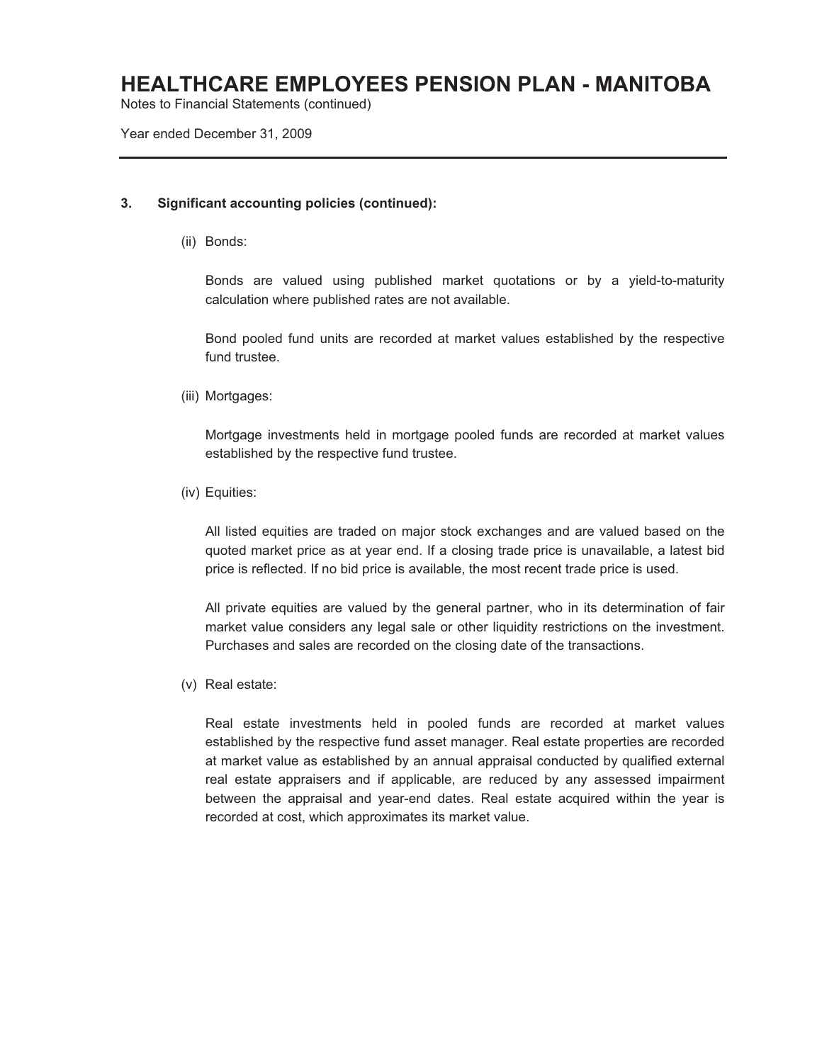### 3. Significant accounting policies (continued):

(ii) Bonds:

Bonds are valued using published market quotations or by a yield-to-maturity calculation where published rates are not available.

Bond pooled fund units are recorded at market values established by the respective fund trustee.

(iii) Mortgages:

Mortgage investments held in mortgage pooled funds are recorded at market values established by the respective fund trustee.

(iv) Equities:

All listed equities are traded on major stock exchanges and are valued based on the quoted market price as at year end. If a closing trade price is unavailable, a latest bid price is reflected. If no bid price is available, the most recent trade price is used.

All private equities are valued by the general partner, who in its determination of fair market value considers any legal sale or other liquidity restrictions on the investment. Purchases and sales are recorded on the closing date of the transactions.

(v) Real estate:

Real estate investments held in pooled funds are recorded at market values established by the respective fund asset manager. Real estate properties are recorded at market value as established by an annual appraisal conducted by qualified external real estate appraisers and if applicable, are reduced by any assessed impairment between the appraisal and year-end dates. Real estate acquired within the year is recorded at cost, which approximates its market value.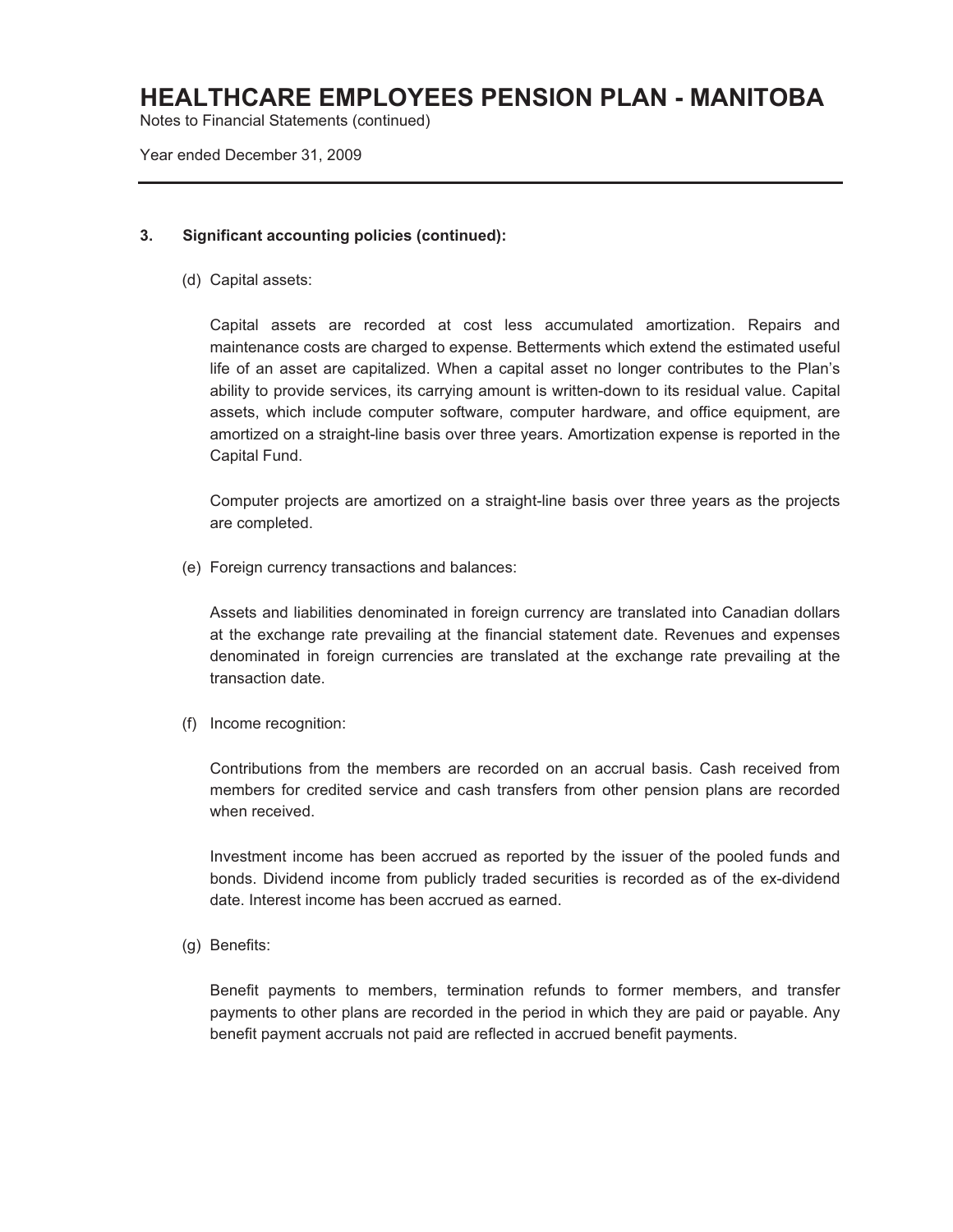### 3. Significant accounting policies (continued):

(d) Capital assets:

Capital assets are recorded at cost less accumulated amortization. Repairs and maintenance costs are charged to expense. Betterments which extend the estimated useful life of an asset are capitalized. When a capital asset no longer contributes to the Plan's ability to provide services, its carrying amount is written-down to its residual value. Capital assets, which include computer software, computer hardware, and office equipment, are amortized on a straight-line basis over three years. Amortization expense is reported in the Capital Fund.

Computer projects are amortized on a straight-line basis over three years as the projects are completed.

(e) Foreign currency transactions and balances:

Assets and liabilities denominated in foreign currency are translated into Canadian dollars at the exchange rate prevailing at the financial statement date. Revenues and expenses denominated in foreign currencies are translated at the exchange rate prevailing at the transaction date.

(f) Income recognition:

Contributions from the members are recorded on an accrual basis. Cash received from members for credited service and cash transfers from other pension plans are recorded when received.

Investment income has been accrued as reported by the issuer of the pooled funds and bonds. Dividend income from publicly traded securities is recorded as of the ex-dividend date. Interest income has been accrued as earned.

(g) Benefits:

Benefit payments to members, termination refunds to former members, and transfer payments to other plans are recorded in the period in which they are paid or payable. Any benefit payment accruals not paid are reflected in accrued benefit payments.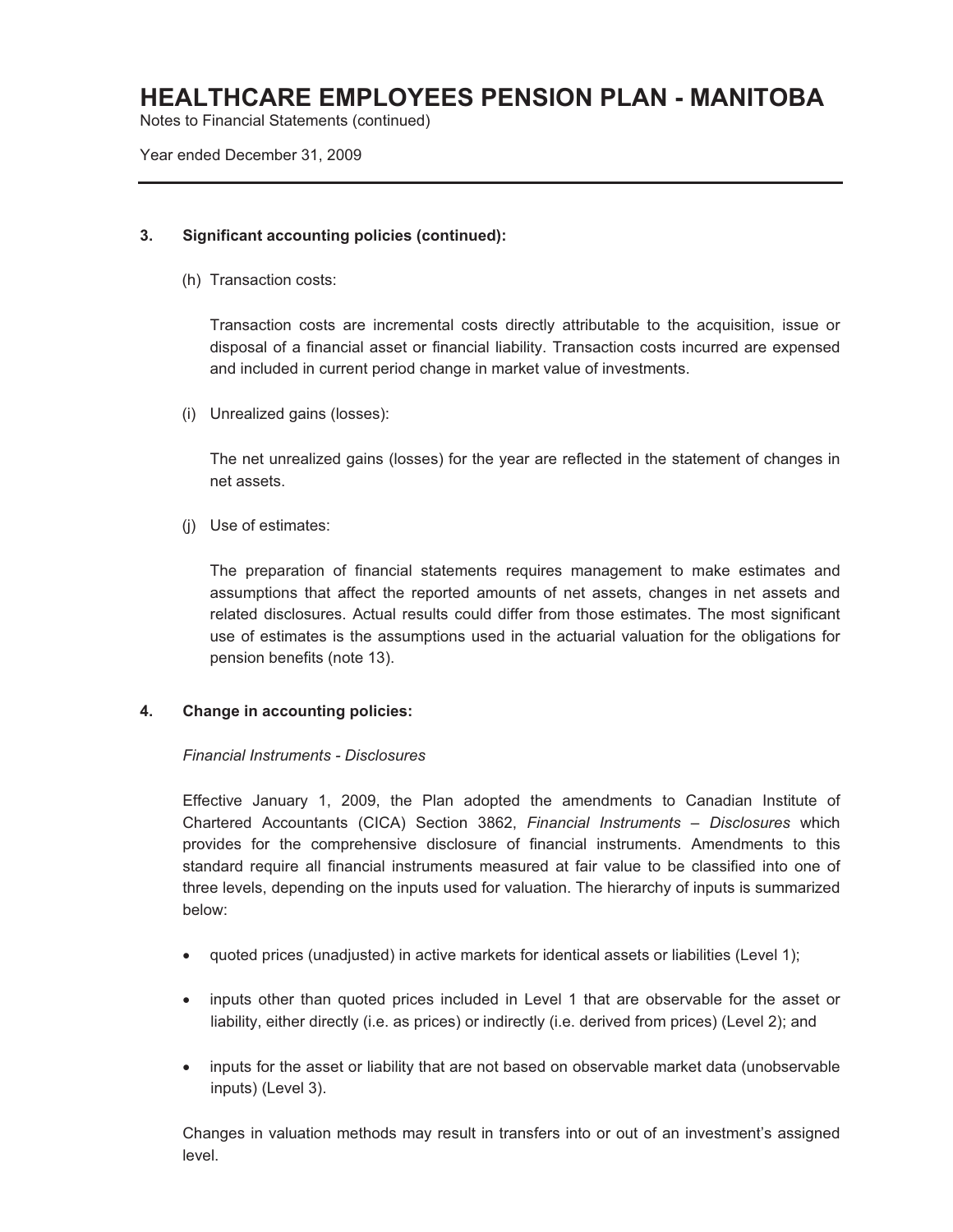### 3. Significant accounting policies (continued):

(h) Transaction costs:

Transaction costs are incremental costs directly attributable to the acquisition, issue or disposal of a financial asset or financial liability. Transaction costs incurred are expensed and included in current period change in market value of investments.

(i) Unrealized gains (losses):

The net unrealized gains (losses) for the year are reflected in the statement of changes in net assets.

(j) Use of estimates:

The preparation of financial statements requires management to make estimates and assumptions that affect the reported amounts of net assets, changes in net assets and related disclosures. Actual results could differ from those estimates. The most significant use of estimates is the assumptions used in the actuarial valuation for the obligations for pension benefits (note 13).

### 4. Change in accounting policies:

*Financial Instruments - Disclosures*

Effective January 1, 2009, the Plan adopted the amendments to Canadian Institute of Chartered Accountants (CICA) Section 3862, *Financial Instruments – Disclosures* which provides for the comprehensive disclosure of financial instruments. Amendments to this standard require all financial instruments measured at fair value to be classified into one of three levels, depending on the inputs used for valuation. The hierarchy of inputs is summarized below:

- quoted prices (unadjusted) in active markets for identical assets or liabilities (Level 1);
- inputs other than quoted prices included in Level 1 that are observable for the asset or liability, either directly (i.e. as prices) or indirectly (i.e. derived from prices) (Level 2); and
- inputs for the asset or liability that are not based on observable market data (unobservable inputs) (Level 3).

Changes in valuation methods may result in transfers into or out of an investment's assigned level.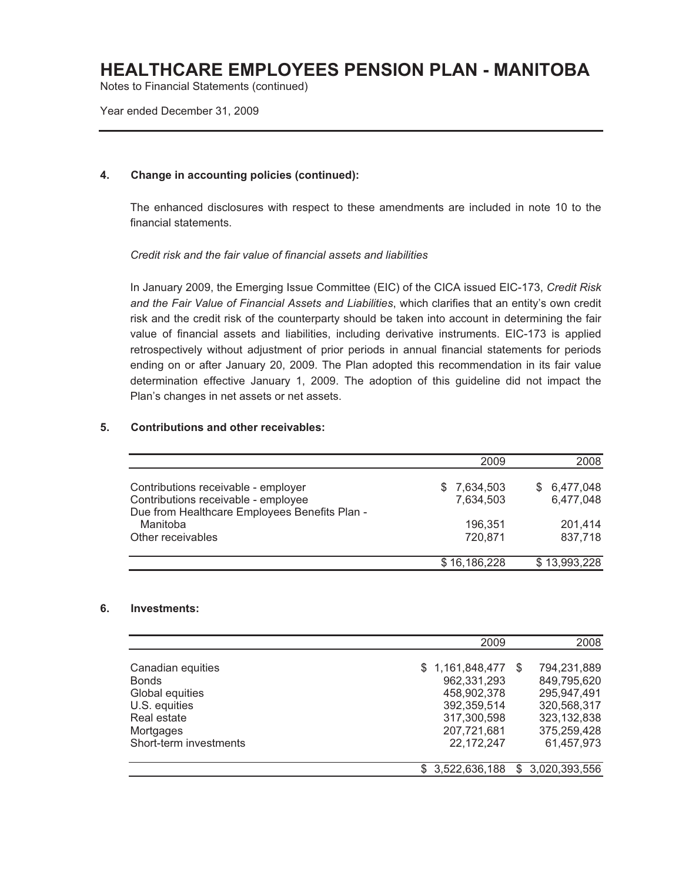# HEALTHCARE EMPLOYEES PENSION PLAN - MANITOBA

Notes to Financial Statements (continued)

Year ended December 31, 2009

## 4. Change in accounting policies (continued):

The enhanced disclosures with respect to these amendments are included in note 10 to the financial statements.

*Credit risk and the fair value of financial assets and liabilities*

In January 2009, the Emerging Issue Committee (EIC) of the CICA issued EIC-173, *Credit Risk and the Fair Value of Financial Assets and Liabilities*, which clarifies that an entity's own credit risk and the credit risk of the counterparty should be taken into account in determining the fair value of financial assets and liabilities, including derivative instruments. EIC-173 is applied retrospectively without adjustment of prior periods in annual financial statements for periods ending on or after January 20, 2009. The Plan adopted this recommendation in its fair value determination effective January 1, 2009. The adoption of this guideline did not impact the Plan's changes in net assets or net assets.

## 5. Contributions and other receivables:

| | 2009 | 2008 |
|---|---|---|
| Contributions receivable - employer | $ 7,634,503 | $ 6,477,048 |
| Contributions receivable - employee | 7,634,503 | 6,477,048 |
| Due from Healthcare Employees Benefits Plan - Manitoba | 196,351 | 201,414 |
| Other receivables | 720,871 | 837,718 |
| | $ 16,186,228 | $ 13,993,228 |

## 6. Investments:

| | 2009 | 2008 |
|---|---|---|
| Canadian equities | $ 1,161,848,477 | $ 794,231,889 |
| Bonds | 962,331,293 | 849,795,620 |
| Global equities | 458,902,378 | 295,947,491 |
| U.S. equities | 392,359,514 | 320,568,317 |
| Real estate | 317,300,598 | 323,132,838 |
| Mortgages | 207,721,681 | 375,259,428 |
| Short-term investments | 22,172,247 | 61,457,973 |
| | $ 3,522,636,188 | $ 3,020,393,556 |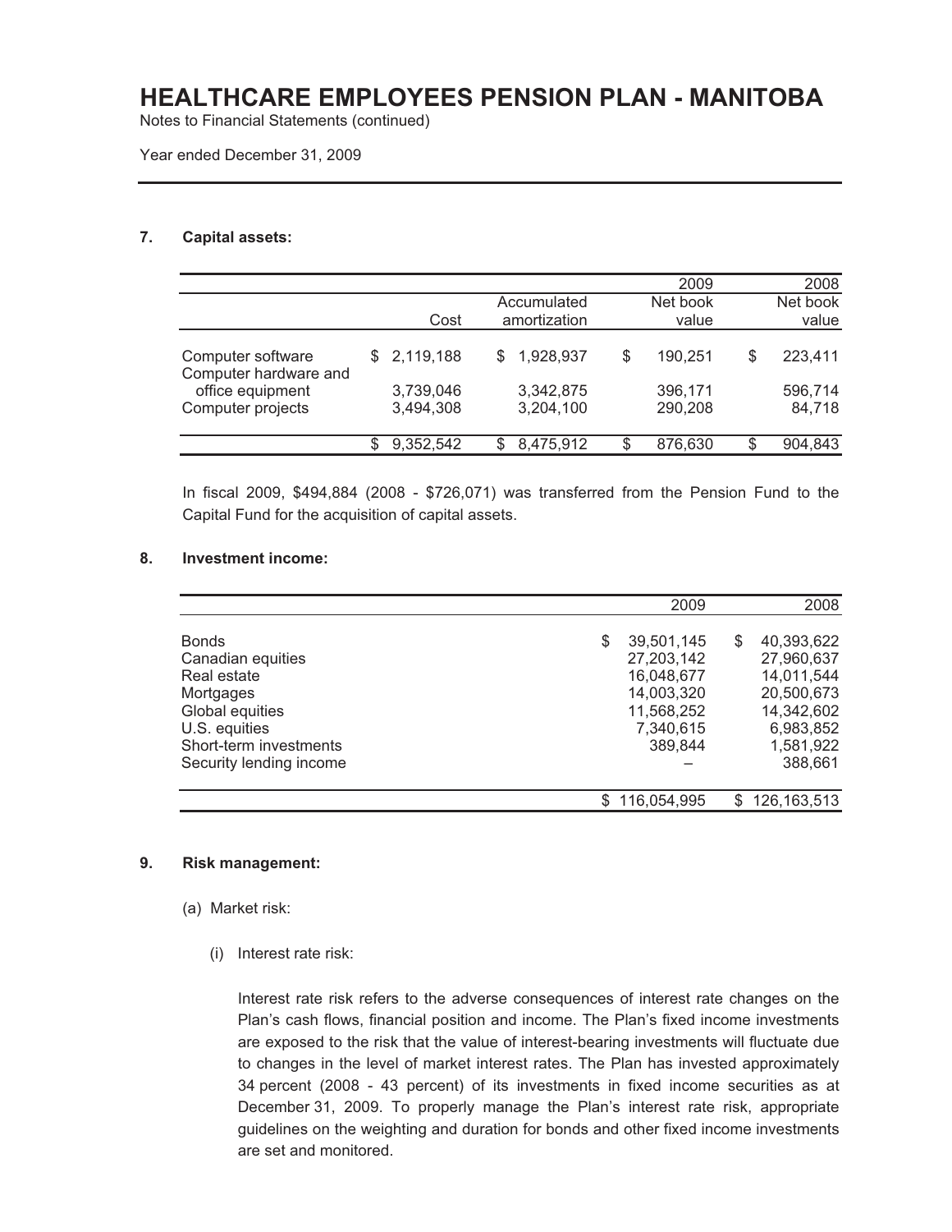# HEALTHCARE EMPLOYEES PENSION PLAN - MANITOBA

Notes to Financial Statements (continued)

Year ended December 31, 2009

### 7. Capital assets:

| | Cost | Accumulated amortization | 2009 Net book value | 2008 Net book value |
|---|---|---|---|---|
| Computer software | $ 2,119,188 | $ 1,928,937 | $ 190,251 | $ 223,411 |
| Computer hardware and office equipment | 3,739,046 | 3,342,875 | 396,171 | 596,714 |
| Computer projects | 3,494,308 | 3,204,100 | 290,208 | 84,718 |
| | $ 9,352,542 | $ 8,475,912 | $ 876,630 | $ 904,843 |

In fiscal 2009, $494,884 (2008 - $726,071) was transferred from the Pension Fund to the Capital Fund for the acquisition of capital assets.

### 8. Investment income:

| | 2009 | 2008 |
|---|---|---|
| Bonds | $ 39,501,145 | $ 40,393,622 |
| Canadian equities | 27,203,142 | 27,960,637 |
| Real estate | 16,048,677 | 14,011,544 |
| Mortgages | 14,003,320 | 20,500,673 |
| Global equities | 11,568,252 | 14,342,602 |
| U.S. equities | 7,340,615 | 6,983,852 |
| Short-term investments | 389,844 | 1,581,922 |
| Security lending income | – | 388,661 |
| | $ 116,054,995 | $ 126,163,513 |

### 9. Risk management:

(a) Market risk:

(i) Interest rate risk:

Interest rate risk refers to the adverse consequences of interest rate changes on the Plan's cash flows, financial position and income. The Plan's fixed income investments are exposed to the risk that the value of interest-bearing investments will fluctuate due to changes in the level of market interest rates. The Plan has invested approximately 34 percent (2008 - 43 percent) of its investments in fixed income securities as at December 31, 2009. To properly manage the Plan's interest rate risk, appropriate guidelines on the weighting and duration for bonds and other fixed income investments are set and monitored.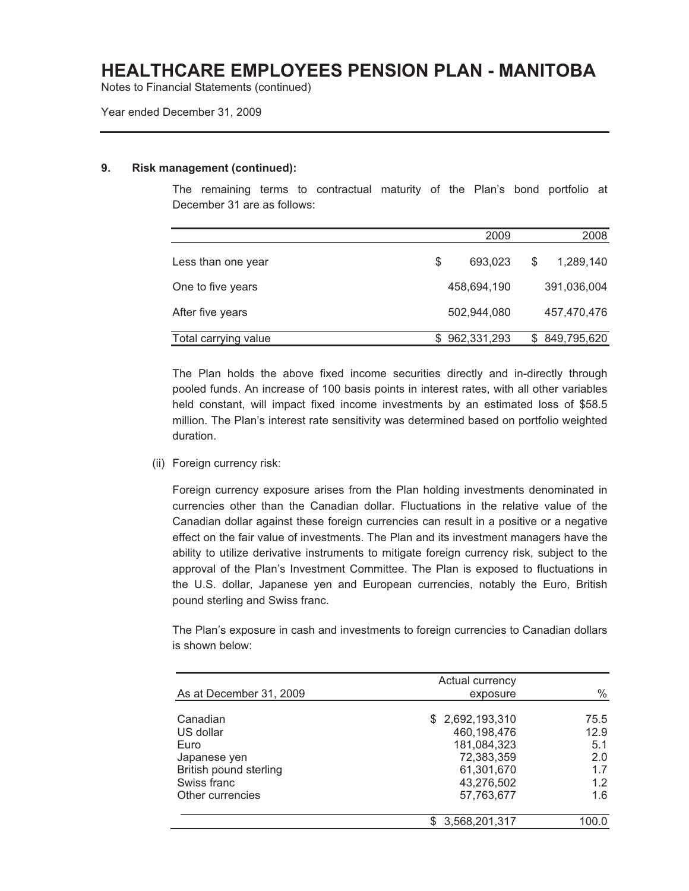# HEALTHCARE EMPLOYEES PENSION PLAN - MANITOBA

Notes to Financial Statements (continued)

Year ended December 31, 2009

**9. Risk management (continued):**

The remaining terms to contractual maturity of the Plan's bond portfolio at December 31 are as follows:

| | 2009 | 2008 |
|---|---|---|
| Less than one year | $ 693,023 | $ 1,289,140 |
| One to five years | 458,694,190 | 391,036,004 |
| After five years | 502,944,080 | 457,470,476 |
| Total carrying value | $ 962,331,293 | $ 849,795,620 |

The Plan holds the above fixed income securities directly and in-directly through pooled funds. An increase of 100 basis points in interest rates, with all other variables held constant, will impact fixed income investments by an estimated loss of $58.5 million. The Plan's interest rate sensitivity was determined based on portfolio weighted duration.

(ii) Foreign currency risk:

Foreign currency exposure arises from the Plan holding investments denominated in currencies other than the Canadian dollar. Fluctuations in the relative value of the Canadian dollar against these foreign currencies can result in a positive or a negative effect on the fair value of investments. The Plan and its investment managers have the ability to utilize derivative instruments to mitigate foreign currency risk, subject to the approval of the Plan's Investment Committee. The Plan is exposed to fluctuations in the U.S. dollar, Japanese yen and European currencies, notably the Euro, British pound sterling and Swiss franc.

The Plan's exposure in cash and investments to foreign currencies to Canadian dollars is shown below:

| As at December 31, 2009 | Actual currency exposure | % |
|---|---|---|
| Canadian | $ 2,692,193,310 | 75.5 |
| US dollar | 460,198,476 | 12.9 |
| Euro | 181,084,323 | 5.1 |
| Japanese yen | 72,383,359 | 2.0 |
| British pound sterling | 61,301,670 | 1.7 |
| Swiss franc | 43,276,502 | 1.2 |
| Other currencies | 57,763,677 | 1.6 |
| | $ 3,568,201,317 | 100.0 |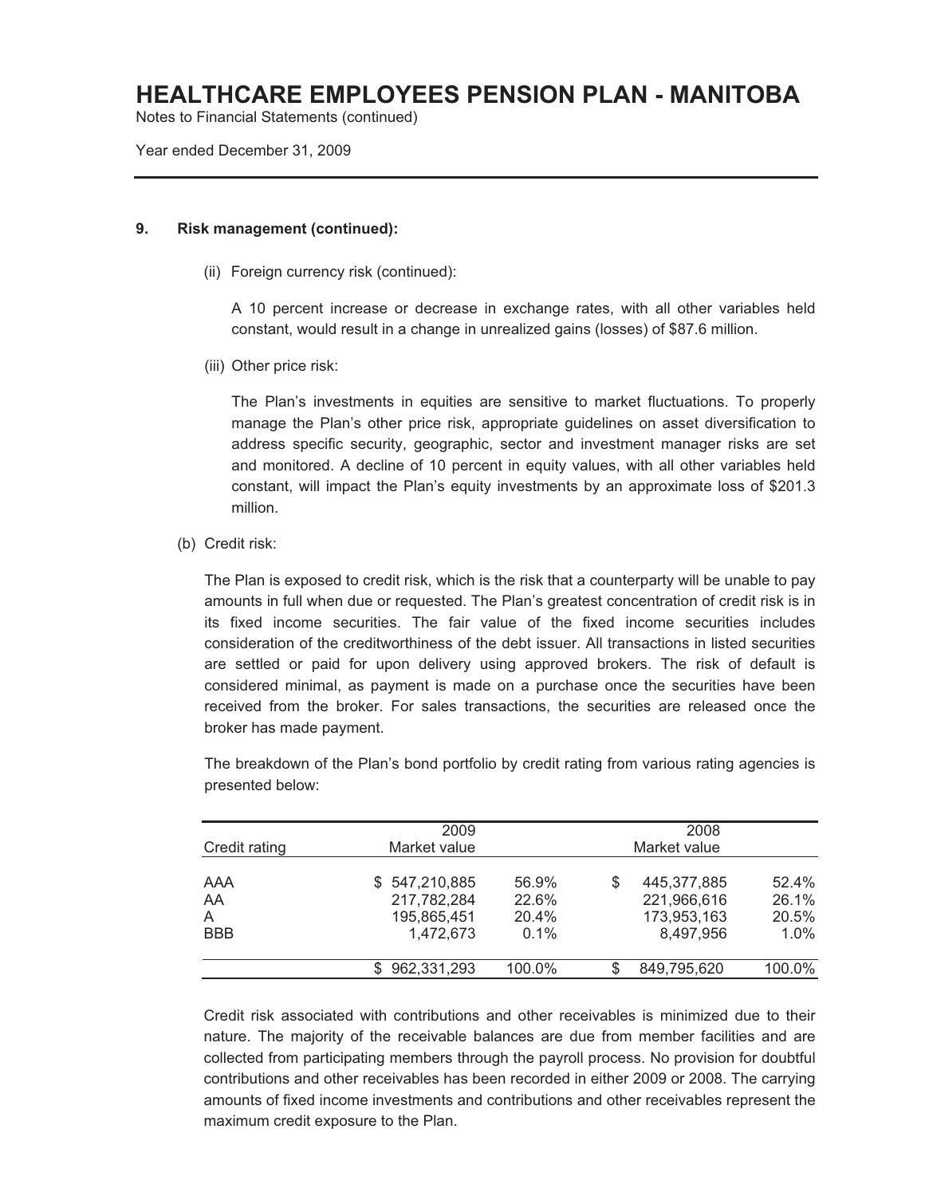**9. Risk management (continued):**

(ii) Foreign currency risk (continued):

A 10 percent increase or decrease in exchange rates, with all other variables held constant, would result in a change in unrealized gains (losses) of $87.6 million.

(iii) Other price risk:

The Plan's investments in equities are sensitive to market fluctuations. To properly manage the Plan's other price risk, appropriate guidelines on asset diversification to address specific security, geographic, sector and investment manager risks are set and monitored. A decline of 10 percent in equity values, with all other variables held constant, will impact the Plan's equity investments by an approximate loss of $201.3 million.

(b) Credit risk:

The Plan is exposed to credit risk, which is the risk that a counterparty will be unable to pay amounts in full when due or requested. The Plan's greatest concentration of credit risk is in its fixed income securities. The fair value of the fixed income securities includes consideration of the creditworthiness of the debt issuer. All transactions in listed securities are settled or paid for upon delivery using approved brokers. The risk of default is considered minimal, as payment is made on a purchase once the securities have been received from the broker. For sales transactions, the securities are released once the broker has made payment.

The breakdown of the Plan's bond portfolio by credit rating from various rating agencies is presented below:

| Credit rating | 2009 Market value | | 2008 Market value | |
|---|---|---|---|---|
| AAA | $ 547,210,885 | 56.9% | $ 445,377,885 | 52.4% |
| AA | 217,782,284 | 22.6% | 221,966,616 | 26.1% |
| A | 195,865,451 | 20.4% | 173,953,163 | 20.5% |
| BBB | 1,472,673 | 0.1% | 8,497,956 | 1.0% |
| | $ 962,331,293 | 100.0% | $ 849,795,620 | 100.0% |

Credit risk associated with contributions and other receivables is minimized due to their nature. The majority of the receivable balances are due from member facilities and are collected from participating members through the payroll process. No provision for doubtful contributions and other receivables has been recorded in either 2009 or 2008. The carrying amounts of fixed income investments and contributions and other receivables represent the maximum credit exposure to the Plan.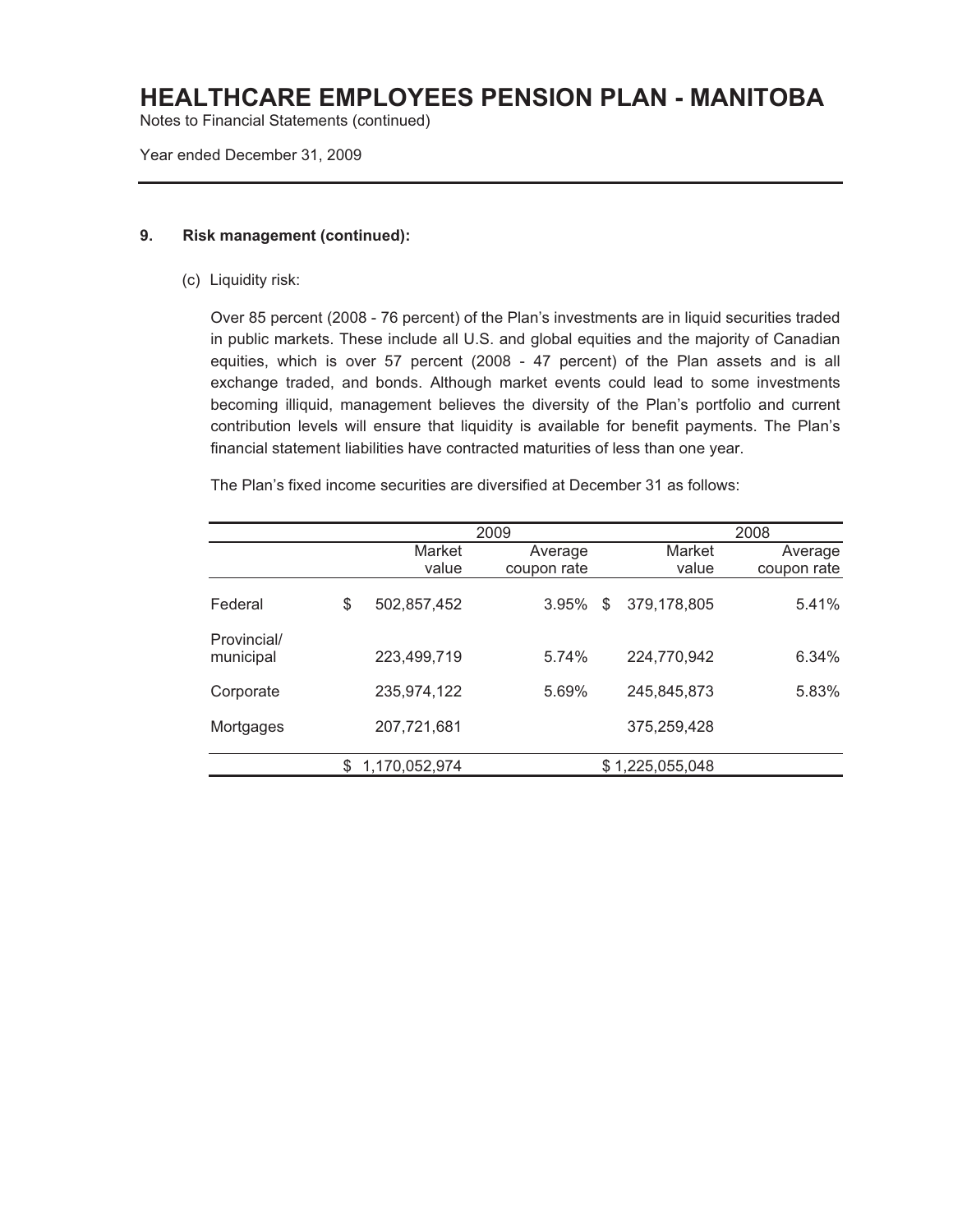# HEALTHCARE EMPLOYEES PENSION PLAN - MANITOBA

Notes to Financial Statements (continued)

Year ended December 31, 2009

## 9. Risk management (continued):

(c) Liquidity risk:

Over 85 percent (2008 - 76 percent) of the Plan's investments are in liquid securities traded in public markets. These include all U.S. and global equities and the majority of Canadian equities, which is over 57 percent (2008 - 47 percent) of the Plan assets and is all exchange traded, and bonds. Although market events could lead to some investments becoming illiquid, management believes the diversity of the Plan's portfolio and current contribution levels will ensure that liquidity is available for benefit payments. The Plan's financial statement liabilities have contracted maturities of less than one year.

The Plan's fixed income securities are diversified at December 31 as follows:

| | 2009 | | 2008 | |
|---|---|---|---|---|
| | Market value | Average coupon rate | Market value | Average coupon rate |
| Federal | $ 502,857,452 | 3.95% | $ 379,178,805 | 5.41% |
| Provincial/ municipal | 223,499,719 | 5.74% | 224,770,942 | 6.34% |
| Corporate | 235,974,122 | 5.69% | 245,845,873 | 5.83% |
| Mortgages | 207,721,681 | | 375,259,428 | |
| | $ 1,170,052,974 | | $ 1,225,055,048 | |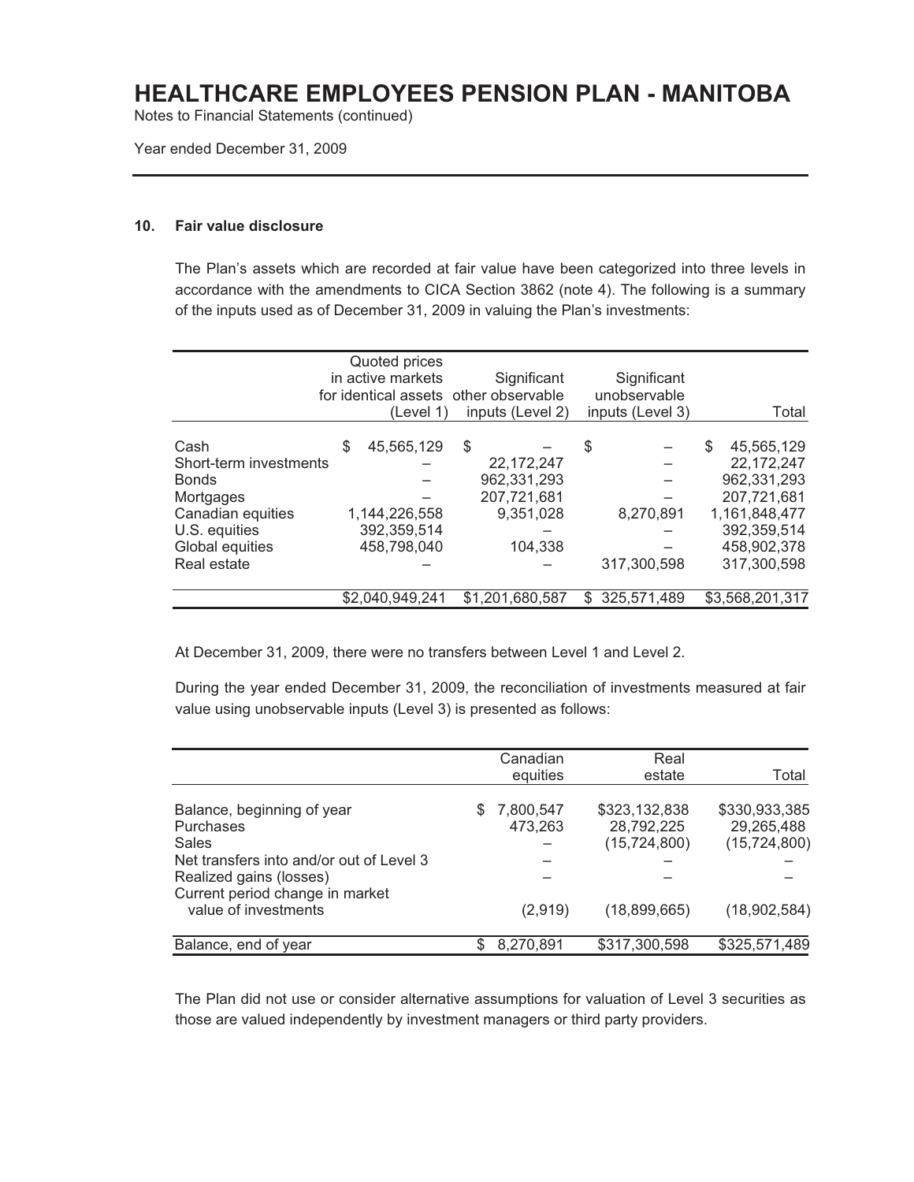# HEALTHCARE EMPLOYEES PENSION PLAN - MANITOBA

Notes to Financial Statements (continued)

Year ended December 31, 2009

## 10. Fair value disclosure

The Plan's assets which are recorded at fair value have been categorized into three levels in accordance with the amendments to CICA Section 3862 (note 4). The following is a summary of the inputs used as of December 31, 2009 in valuing the Plan's investments:

| | Quoted prices in active markets for identical assets (Level 1) | Significant other observable inputs (Level 2) | Significant unobservable inputs (Level 3) | Total |
|---|---|---|---|---|
| Cash | $ 45,565,129 | $ – | $ – | $ 45,565,129 |
| Short-term investments | – | 22,172,247 | – | 22,172,247 |
| Bonds | – | 962,331,293 | – | 962,331,293 |
| Mortgages | – | 207,721,681 | – | 207,721,681 |
| Canadian equities | 1,144,226,558 | 9,351,028 | 8,270,891 | 1,161,848,477 |
| U.S. equities | 392,359,514 | – | – | 392,359,514 |
| Global equities | 458,798,040 | 104,338 | – | 458,902,378 |
| Real estate | – | – | 317,300,598 | 317,300,598 |
| | $2,040,949,241 | $1,201,680,587 | $ 325,571,489 | $3,568,201,317 |

At December 31, 2009, there were no transfers between Level 1 and Level 2.

During the year ended December 31, 2009, the reconciliation of investments measured at fair value using unobservable inputs (Level 3) is presented as follows:

| | Canadian equities | Real estate | Total |
|---|---|---|---|
| Balance, beginning of year | $ 7,800,547 | $323,132,838 | $330,933,385 |
| Purchases | 473,263 | 28,792,225 | 29,265,488 |
| Sales | – | (15,724,800) | (15,724,800) |
| Net transfers into and/or out of Level 3 | – | – | – |
| Realized gains (losses) | – | – | – |
| Current period change in market value of investments | (2,919) | (18,899,665) | (18,902,584) |
| Balance, end of year | $ 8,270,891 | $317,300,598 | $325,571,489 |

The Plan did not use or consider alternative assumptions for valuation of Level 3 securities as those are valued independently by investment managers or third party providers.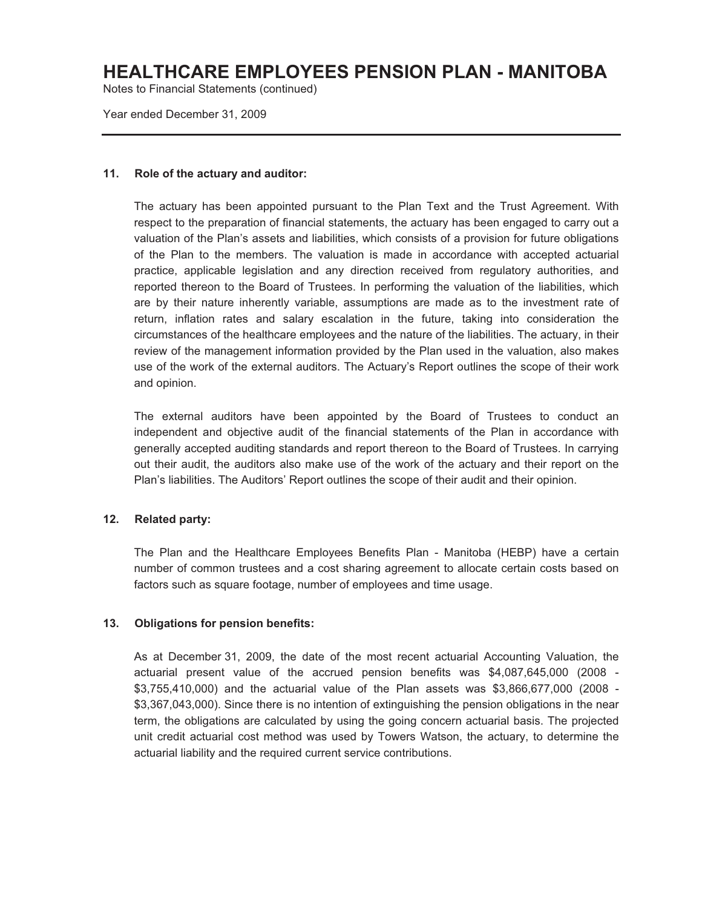# HEALTHCARE EMPLOYEES PENSION PLAN - MANITOBA

Notes to Financial Statements (continued)

Year ended December 31, 2009

---

### 11. Role of the actuary and auditor:

The actuary has been appointed pursuant to the Plan Text and the Trust Agreement. With respect to the preparation of financial statements, the actuary has been engaged to carry out a valuation of the Plan's assets and liabilities, which consists of a provision for future obligations of the Plan to the members. The valuation is made in accordance with accepted actuarial practice, applicable legislation and any direction received from regulatory authorities, and reported thereon to the Board of Trustees. In performing the valuation of the liabilities, which are by their nature inherently variable, assumptions are made as to the investment rate of return, inflation rates and salary escalation in the future, taking into consideration the circumstances of the healthcare employees and the nature of the liabilities. The actuary, in their review of the management information provided by the Plan used in the valuation, also makes use of the work of the external auditors. The Actuary's Report outlines the scope of their work and opinion.

The external auditors have been appointed by the Board of Trustees to conduct an independent and objective audit of the financial statements of the Plan in accordance with generally accepted auditing standards and report thereon to the Board of Trustees. In carrying out their audit, the auditors also make use of the work of the actuary and their report on the Plan's liabilities. The Auditors' Report outlines the scope of their audit and their opinion.

### 12. Related party:

The Plan and the Healthcare Employees Benefits Plan - Manitoba (HEBP) have a certain number of common trustees and a cost sharing agreement to allocate certain costs based on factors such as square footage, number of employees and time usage.

### 13. Obligations for pension benefits:

As at December 31, 2009, the date of the most recent actuarial Accounting Valuation, the actuarial present value of the accrued pension benefits was $4,087,645,000 (2008 - $3,755,410,000) and the actuarial value of the Plan assets was $3,866,677,000 (2008 - $3,367,043,000). Since there is no intention of extinguishing the pension obligations in the near term, the obligations are calculated by using the going concern actuarial basis. The projected unit credit actuarial cost method was used by Towers Watson, the actuary, to determine the actuarial liability and the required current service contributions.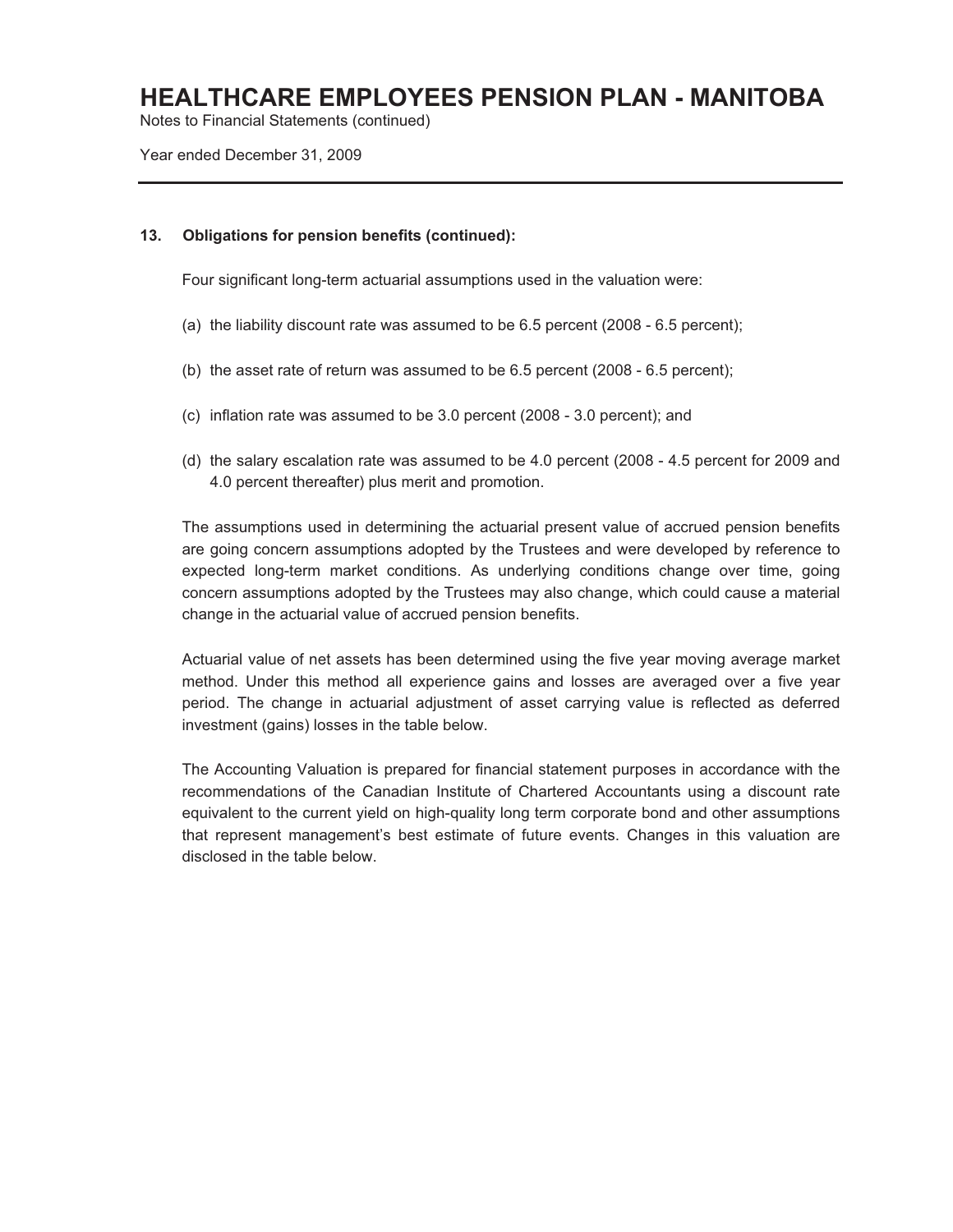# HEALTHCARE EMPLOYEES PENSION PLAN - MANITOBA

Notes to Financial Statements (continued)

Year ended December 31, 2009

## 13. Obligations for pension benefits (continued):

Four significant long-term actuarial assumptions used in the valuation were:

(a) the liability discount rate was assumed to be 6.5 percent (2008 - 6.5 percent);

(b) the asset rate of return was assumed to be 6.5 percent (2008 - 6.5 percent);

(c) inflation rate was assumed to be 3.0 percent (2008 - 3.0 percent); and

(d) the salary escalation rate was assumed to be 4.0 percent (2008 - 4.5 percent for 2009 and 4.0 percent thereafter) plus merit and promotion.

The assumptions used in determining the actuarial present value of accrued pension benefits are going concern assumptions adopted by the Trustees and were developed by reference to expected long-term market conditions. As underlying conditions change over time, going concern assumptions adopted by the Trustees may also change, which could cause a material change in the actuarial value of accrued pension benefits.

Actuarial value of net assets has been determined using the five year moving average market method. Under this method all experience gains and losses are averaged over a five year period. The change in actuarial adjustment of asset carrying value is reflected as deferred investment (gains) losses in the table below.

The Accounting Valuation is prepared for financial statement purposes in accordance with the recommendations of the Canadian Institute of Chartered Accountants using a discount rate equivalent to the current yield on high-quality long term corporate bond and other assumptions that represent management's best estimate of future events. Changes in this valuation are disclosed in the table below.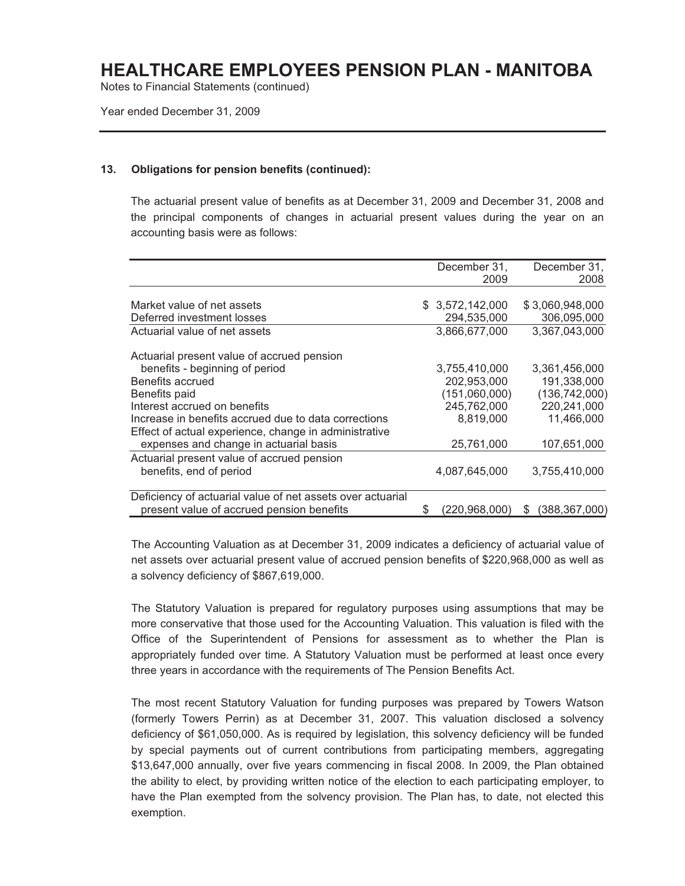# HEALTHCARE EMPLOYEES PENSION PLAN - MANITOBA

Notes to Financial Statements (continued)

Year ended December 31, 2009

### 13. Obligations for pension benefits (continued):

The actuarial present value of benefits as at December 31, 2009 and December 31, 2008 and the principal components of changes in actuarial present values during the year on an accounting basis were as follows:

| | December 31, 2009 | December 31, 2008 |
|---|---|---|
| Market value of net assets | $ 3,572,142,000 | $ 3,060,948,000 |
| Deferred investment losses | 294,535,000 | 306,095,000 |
| Actuarial value of net assets | 3,866,677,000 | 3,367,043,000 |
| Actuarial present value of accrued pension benefits - beginning of period | 3,755,410,000 | 3,361,456,000 |
| Benefits accrued | 202,953,000 | 191,338,000 |
| Benefits paid | (151,060,000) | (136,742,000) |
| Interest accrued on benefits | 245,762,000 | 220,241,000 |
| Increase in benefits accrued due to data corrections | 8,819,000 | 11,466,000 |
| Effect of actual experience, change in administrative expenses and change in actuarial basis | 25,761,000 | 107,651,000 |
| Actuarial present value of accrued pension benefits, end of period | 4,087,645,000 | 3,755,410,000 |
| Deficiency of actuarial value of net assets over actuarial present value of accrued pension benefits | $ (220,968,000) | $ (388,367,000) |

The Accounting Valuation as at December 31, 2009 indicates a deficiency of actuarial value of net assets over actuarial present value of accrued pension benefits of $220,968,000 as well as a solvency deficiency of $867,619,000.

The Statutory Valuation is prepared for regulatory purposes using assumptions that may be more conservative that those used for the Accounting Valuation. This valuation is filed with the Office of the Superintendent of Pensions for assessment as to whether the Plan is appropriately funded over time. A Statutory Valuation must be performed at least once every three years in accordance with the requirements of The Pension Benefits Act.

The most recent Statutory Valuation for funding purposes was prepared by Towers Watson (formerly Towers Perrin) as at December 31, 2007. This valuation disclosed a solvency deficiency of $61,050,000. As is required by legislation, this solvency deficiency will be funded by special payments out of current contributions from participating members, aggregating $13,647,000 annually, over five years commencing in fiscal 2008. In 2009, the Plan obtained the ability to elect, by providing written notice of the election to each participating employer, to have the Plan exempted from the solvency provision. The Plan has, to date, not elected this exemption.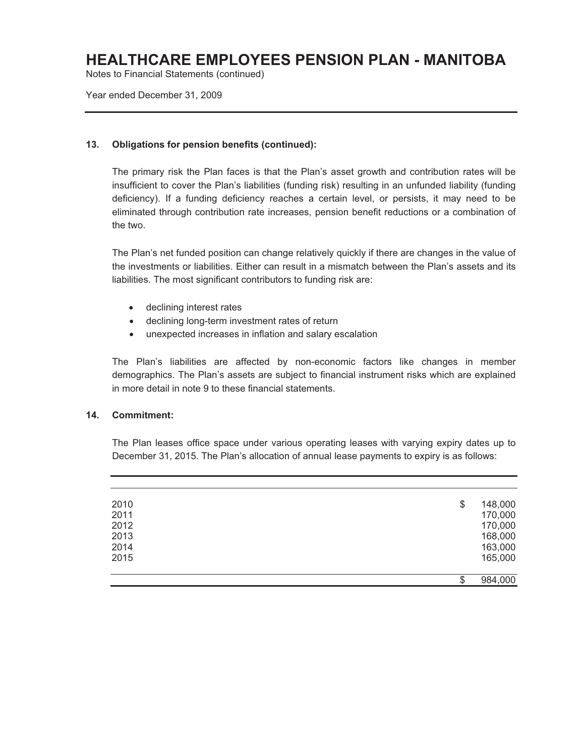# HEALTHCARE EMPLOYEES PENSION PLAN - MANITOBA

Notes to Financial Statements (continued)

Year ended December 31, 2009

**13. Obligations for pension benefits (continued):**

The primary risk the Plan faces is that the Plan's asset growth and contribution rates will be insufficient to cover the Plan's liabilities (funding risk) resulting in an unfunded liability (funding deficiency). If a funding deficiency reaches a certain level, or persists, it may need to be eliminated through contribution rate increases, pension benefit reductions or a combination of the two.

The Plan's net funded position can change relatively quickly if there are changes in the value of the investments or liabilities. Either can result in a mismatch between the Plan's assets and its liabilities. The most significant contributors to funding risk are:

- declining interest rates
- declining long-term investment rates of return
- unexpected increases in inflation and salary escalation

The Plan's liabilities are affected by non-economic factors like changes in member demographics. The Plan's assets are subject to financial instrument risks which are explained in more detail in note 9 to these financial statements.

**14. Commitment:**

The Plan leases office space under various operating leases with varying expiry dates up to December 31, 2015. The Plan's allocation of annual lease payments to expiry is as follows:

| | |
|---|---|
| 2010 | $ 148,000 |
| 2011 | 170,000 |
| 2012 | 170,000 |
| 2013 | 168,000 |
| 2014 | 163,000 |
| 2015 | 165,000 |
| | $ 984,000 |